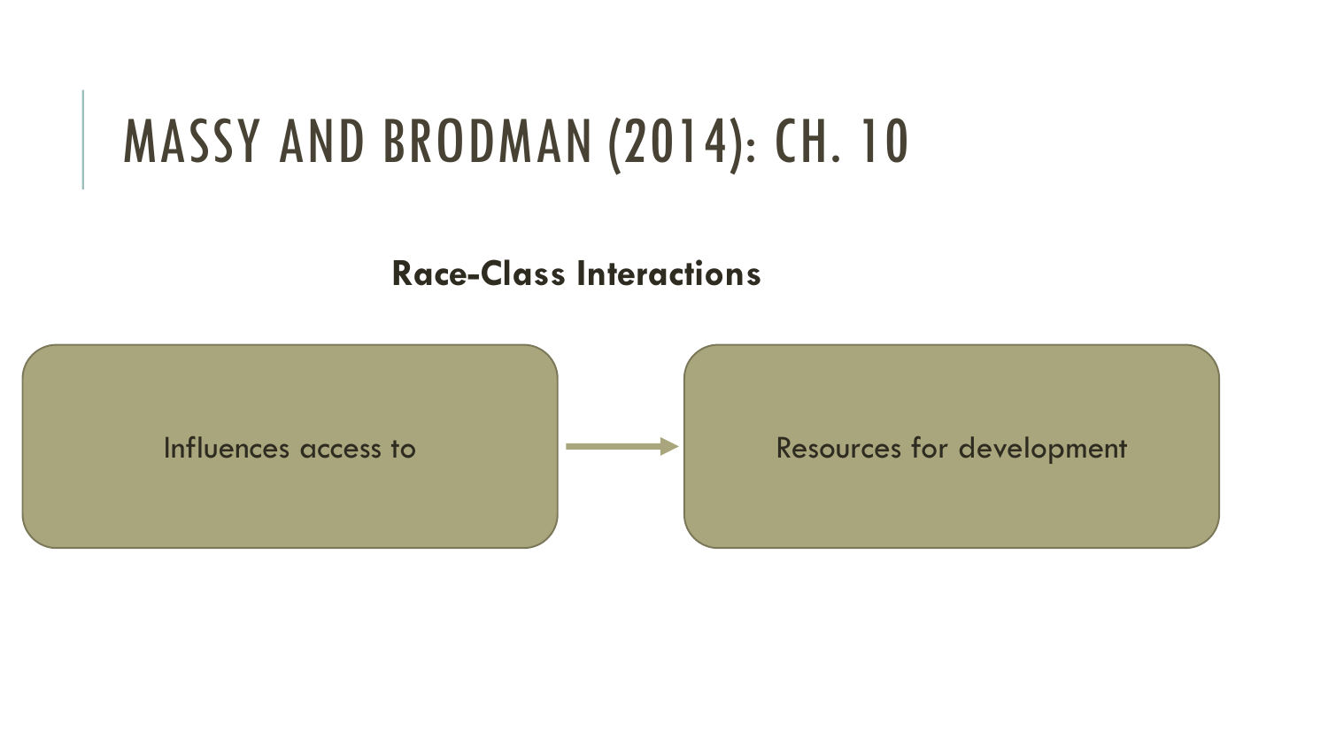# MASSY AND BRODMAN (2014): CH. 10

**Race-Class Interactions**

Influences access to → Resources for development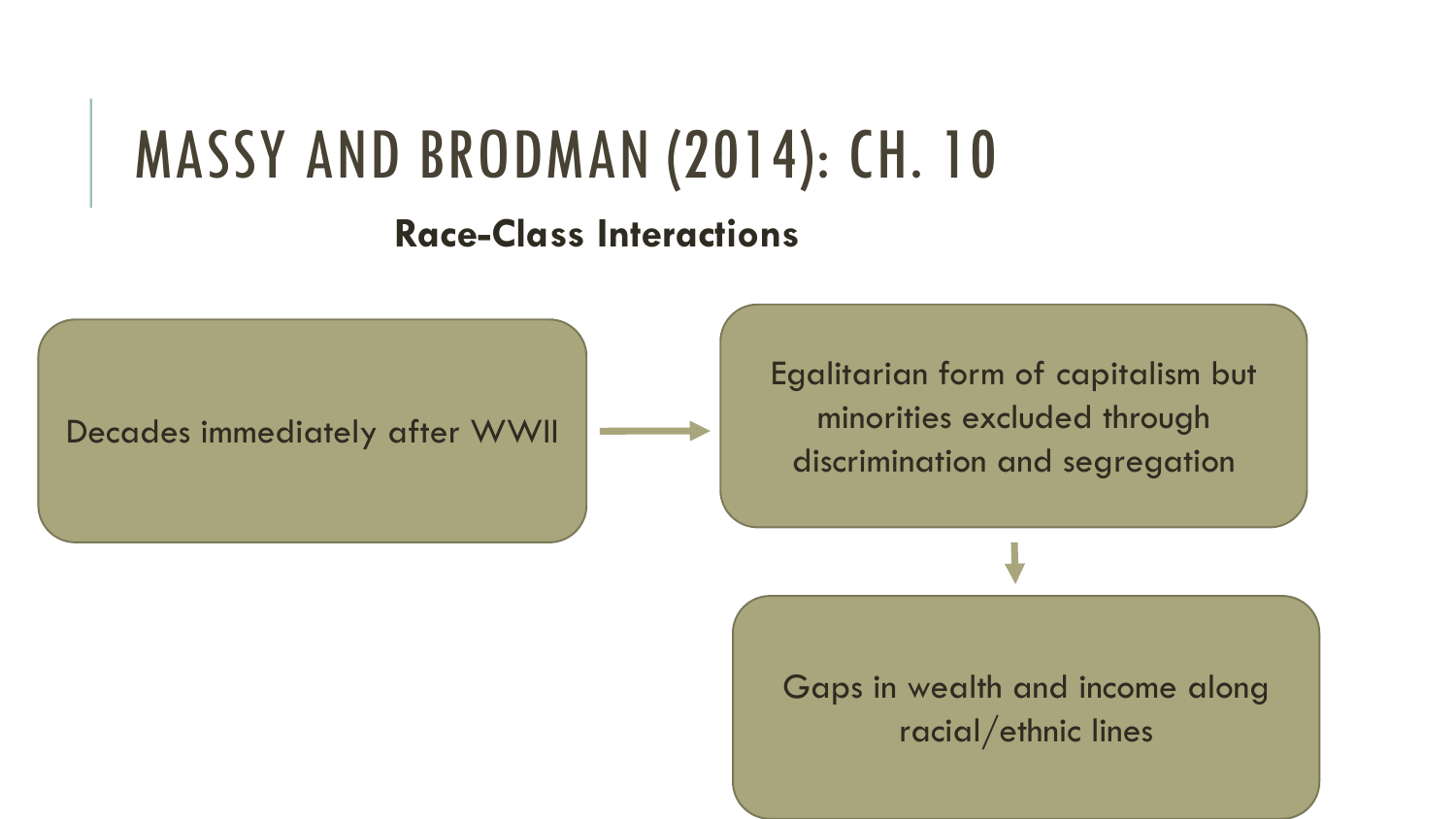# MASSY AND BRODMAN (2014): CH. 10

**Race-Class Interactions**

Decades immediately after WWII → Egalitarian form of capitalism but minorities excluded through discrimination and segregation → Gaps in wealth and income along racial/ethnic lines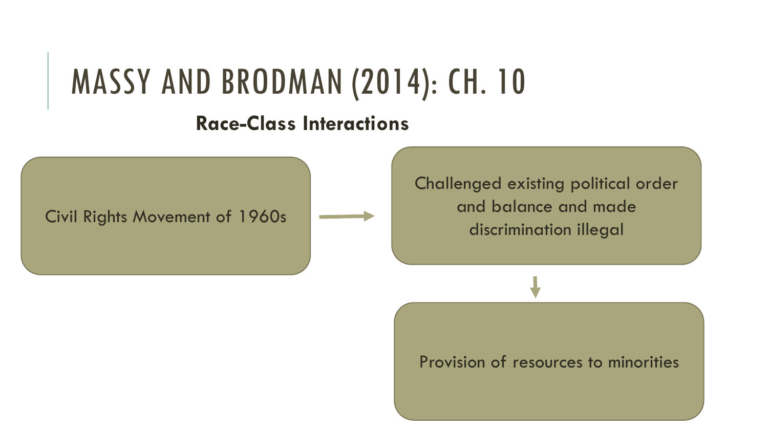# MASSY AND BRODMAN (2014): CH. 10

**Race-Class Interactions**

Civil Rights Movement of 1960s

→

Challenged existing political order and balance and made discrimination illegal

↓

Provision of resources to minorities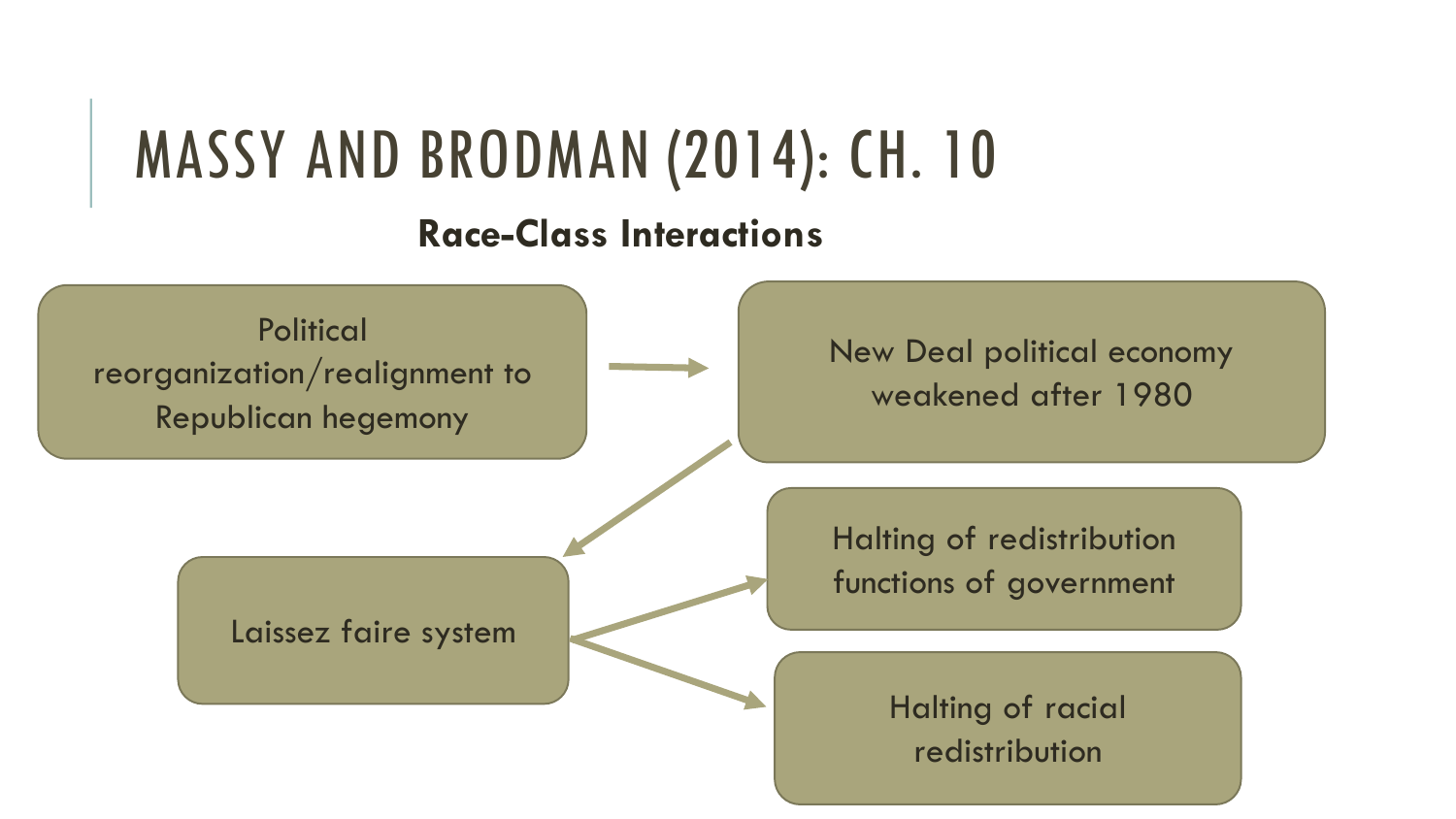# MASSY AND BRODMAN (2014): CH. 10

**Race-Class Interactions**

- Political reorganization/realignment to Republican hegemony → New Deal political economy weakened after 1980
- New Deal political economy weakened after 1980 → Laissez faire system
- Laissez faire system → Halting of redistribution functions of government
- Laissez faire system → Halting of racial redistribution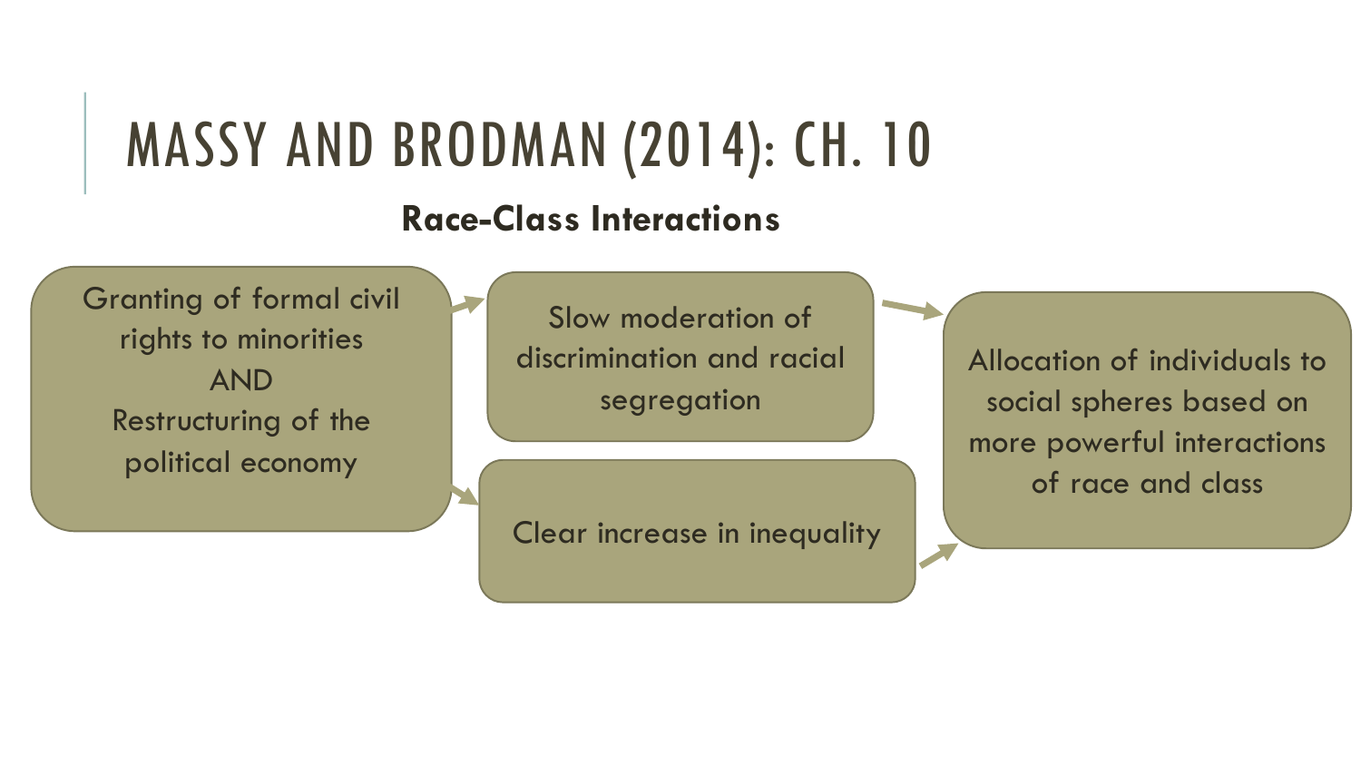# MASSY AND BRODMAN (2014): CH. 10

**Race-Class Interactions**

Granting of formal civil rights to minorities
AND
Restructuring of the political economy

→ Slow moderation of discrimination and racial segregation

→ Clear increase in inequality

→ Allocation of individuals to social spheres based on more powerful interactions of race and class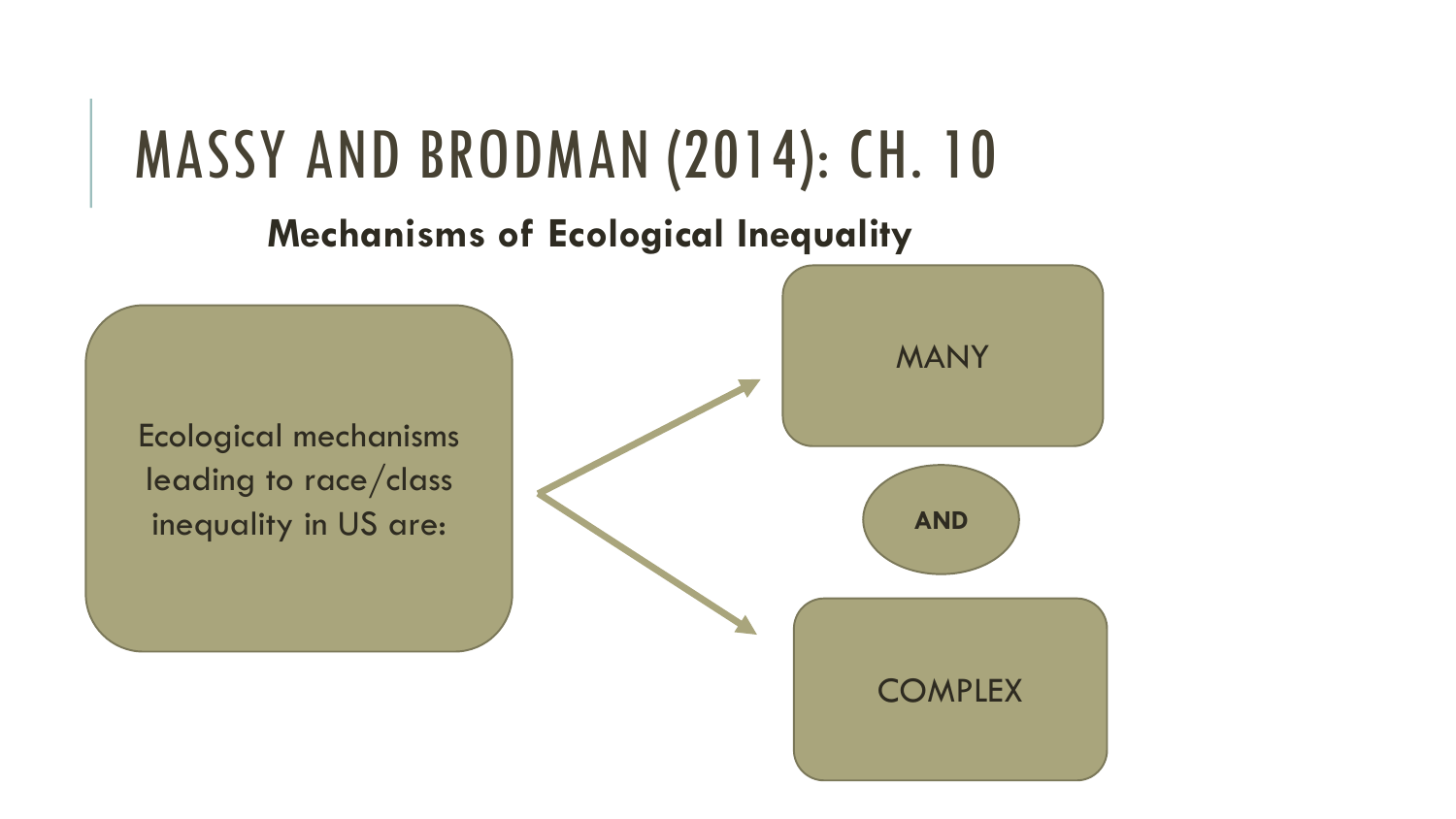# MASSY AND BRODMAN (2014): CH. 10

**Mechanisms of Ecological Inequality**

Ecological mechanisms leading to race/class inequality in US are:

MANY

**AND**

COMPLEX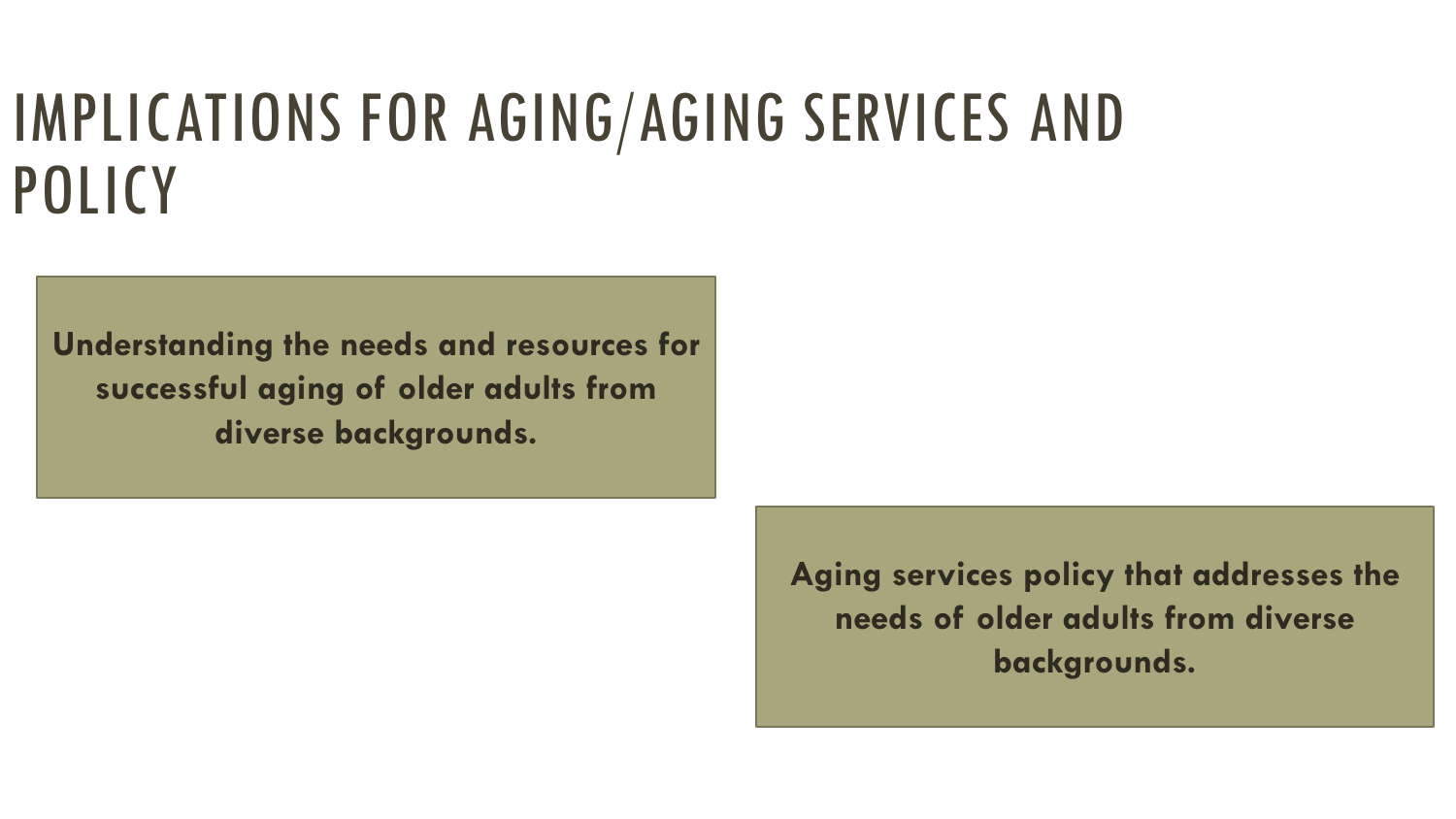# IMPLICATIONS FOR AGING/AGING SERVICES AND POLICY

**Understanding the needs and resources for successful aging of older adults from diverse backgrounds.**

**Aging services policy that addresses the needs of older adults from diverse backgrounds.**